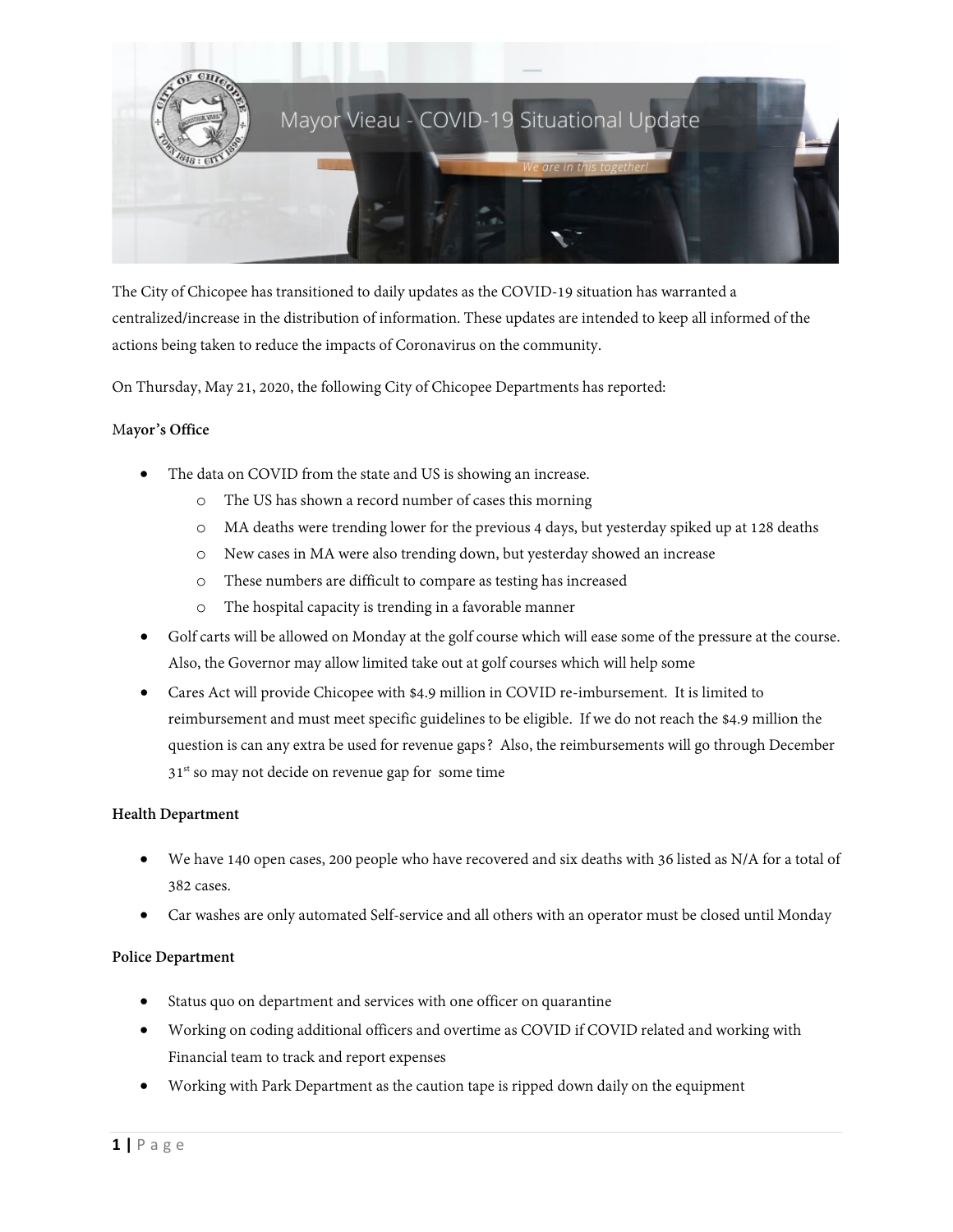# Mayor Vieau - COVID-19 Situational Update

*We are in this together!*

The City of Chicopee has transitioned to daily updates as the COVID-19 situation has warranted a centralized/increase in the distribution of information. These updates are intended to keep all informed of the actions being taken to reduce the impacts of Coronavirus on the community.

On Thursday, May 21, 2020, the following City of Chicopee Departments has reported:

**Mayor's Office**

- The data on COVID from the state and US is showing an increase.
  - The US has shown a record number of cases this morning
  - MA deaths were trending lower for the previous 4 days, but yesterday spiked up at 128 deaths
  - New cases in MA were also trending down, but yesterday showed an increase
  - These numbers are difficult to compare as testing has increased
  - The hospital capacity is trending in a favorable manner
- Golf carts will be allowed on Monday at the golf course which will ease some of the pressure at the course. Also, the Governor may allow limited take out at golf courses which will help some
- Cares Act will provide Chicopee with $4.9 million in COVID re-imbursement. It is limited to reimbursement and must meet specific guidelines to be eligible. If we do not reach the $4.9 million the question is can any extra be used for revenue gaps? Also, the reimbursements will go through December 31st so may not decide on revenue gap for some time

**Health Department**

- We have 140 open cases, 200 people who have recovered and six deaths with 36 listed as N/A for a total of 382 cases.
- Car washes are only automated Self-service and all others with an operator must be closed until Monday

**Police Department**

- Status quo on department and services with one officer on quarantine
- Working on coding additional officers and overtime as COVID if COVID related and working with Financial team to track and report expenses
- Working with Park Department as the caution tape is ripped down daily on the equipment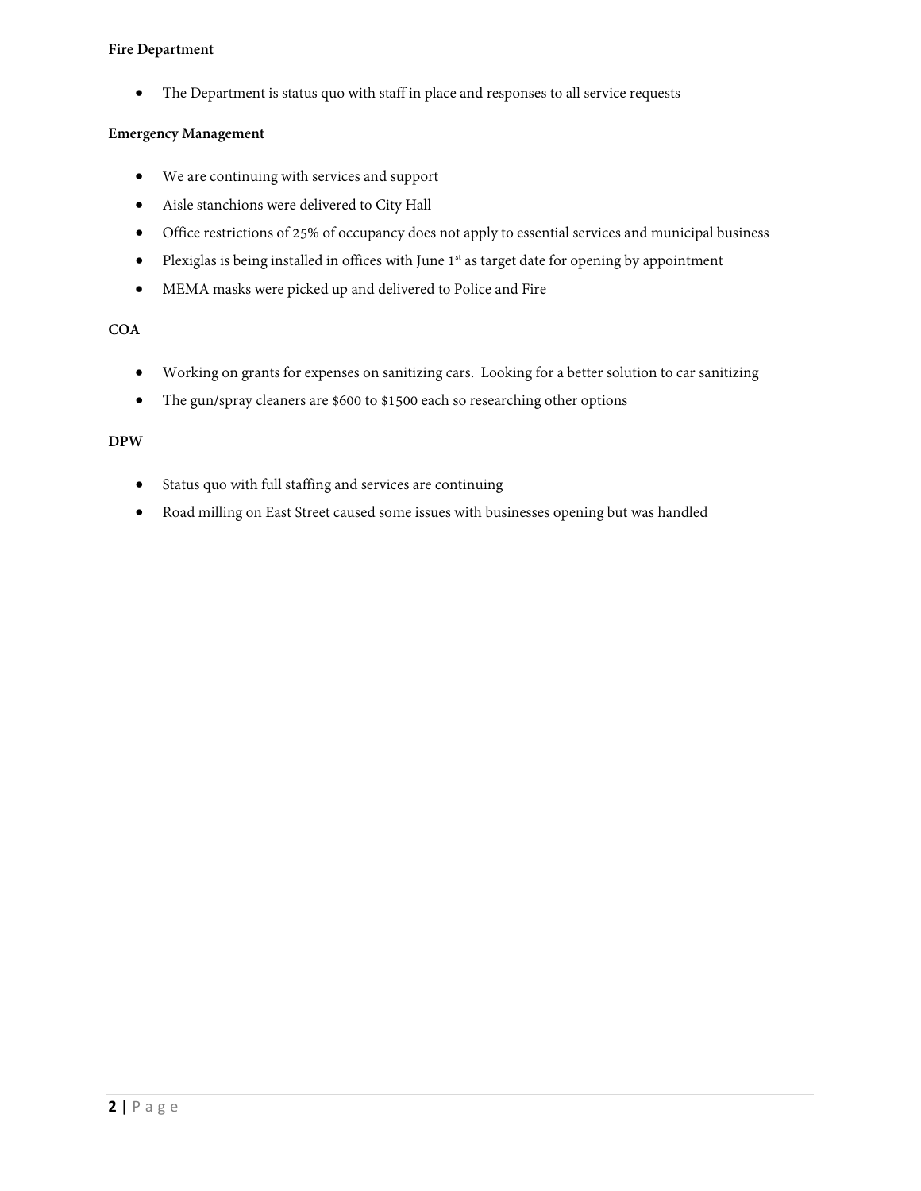**Fire Department**

- The Department is status quo with staff in place and responses to all service requests

**Emergency Management**

- We are continuing with services and support
- Aisle stanchions were delivered to City Hall
- Office restrictions of 25% of occupancy does not apply to essential services and municipal business
- Plexiglas is being installed in offices with June 1st as target date for opening by appointment
- MEMA masks were picked up and delivered to Police and Fire

**COA**

- Working on grants for expenses on sanitizing cars. Looking for a better solution to car sanitizing
- The gun/spray cleaners are $600 to $1500 each so researching other options

**DPW**

- Status quo with full staffing and services are continuing
- Road milling on East Street caused some issues with businesses opening but was handled